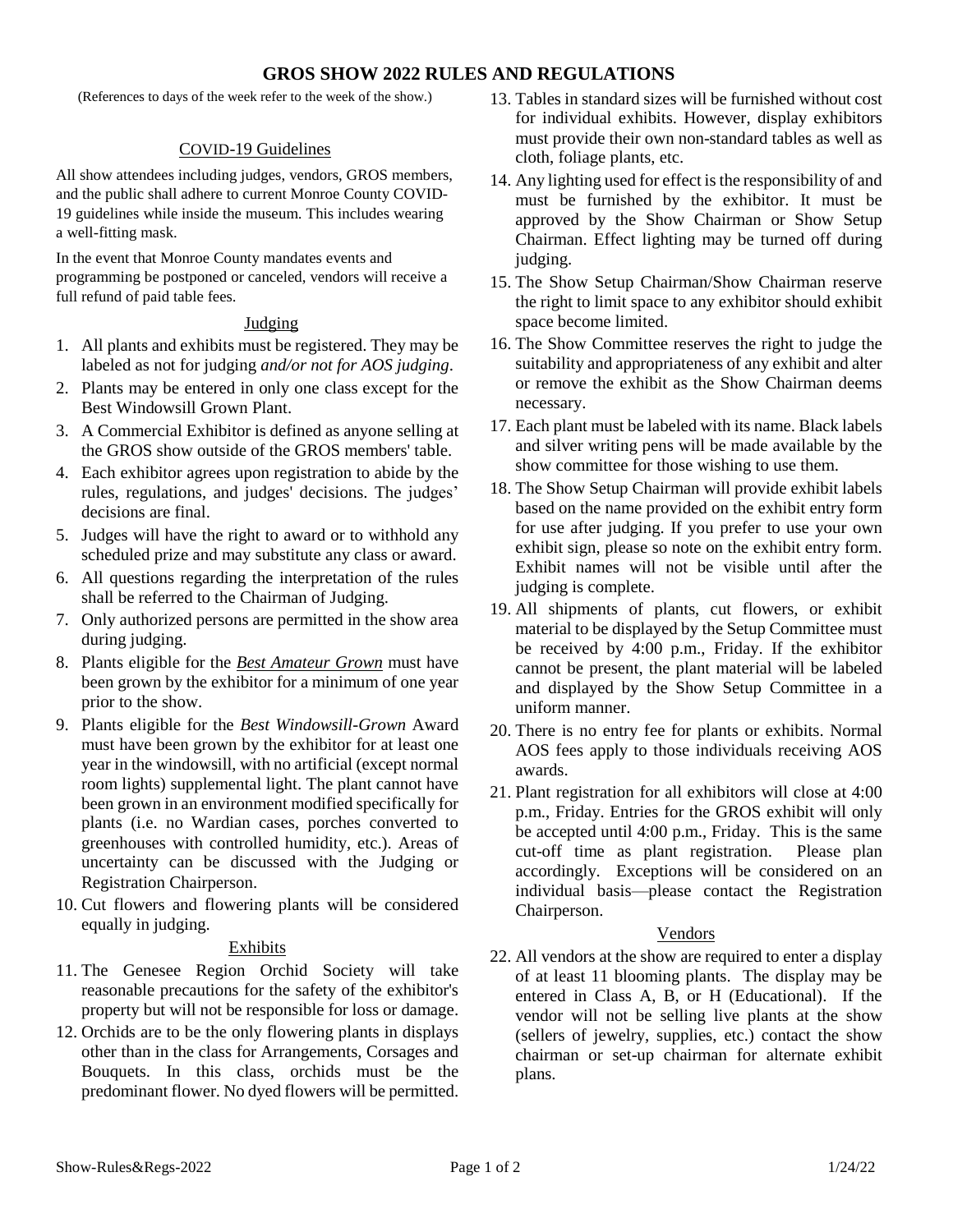# GROS SHOW 2022 RULES AND REGULATIONS

(References to days of the week refer to the week of the show.)

## COVID-19 Guidelines

All show attendees including judges, vendors, GROS members, and the public shall adhere to current Monroe County COVID-19 guidelines while inside the museum. This includes wearing a well-fitting mask.

In the event that Monroe County mandates events and programming be postponed or canceled, vendors will receive a full refund of paid table fees.

## Judging

1. All plants and exhibits must be registered. They may be labeled as not for judging *and/or not for AOS judging*.
2. Plants may be entered in only one class except for the Best Windowsill Grown Plant.
3. A Commercial Exhibitor is defined as anyone selling at the GROS show outside of the GROS members' table.
4. Each exhibitor agrees upon registration to abide by the rules, regulations, and judges' decisions. The judges' decisions are final.
5. Judges will have the right to award or to withhold any scheduled prize and may substitute any class or award.
6. All questions regarding the interpretation of the rules shall be referred to the Chairman of Judging.
7. Only authorized persons are permitted in the show area during judging.
8. Plants eligible for the ***Best Amateur Grown*** must have been grown by the exhibitor for a minimum of one year prior to the show.
9. Plants eligible for the *Best Windowsill-Grown* Award must have been grown by the exhibitor for at least one year in the windowsill, with no artificial (except normal room lights) supplemental light. The plant cannot have been grown in an environment modified specifically for plants (i.e. no Wardian cases, porches converted to greenhouses with controlled humidity, etc.). Areas of uncertainty can be discussed with the Judging or Registration Chairperson.
10. Cut flowers and flowering plants will be considered equally in judging.

## Exhibits

11. The Genesee Region Orchid Society will take reasonable precautions for the safety of the exhibitor's property but will not be responsible for loss or damage.
12. Orchids are to be the only flowering plants in displays other than in the class for Arrangements, Corsages and Bouquets. In this class, orchids must be the predominant flower. No dyed flowers will be permitted.
13. Tables in standard sizes will be furnished without cost for individual exhibits. However, display exhibitors must provide their own non-standard tables as well as cloth, foliage plants, etc.
14. Any lighting used for effect is the responsibility of and must be furnished by the exhibitor. It must be approved by the Show Chairman or Show Setup Chairman. Effect lighting may be turned off during judging.
15. The Show Setup Chairman/Show Chairman reserve the right to limit space to any exhibitor should exhibit space become limited.
16. The Show Committee reserves the right to judge the suitability and appropriateness of any exhibit and alter or remove the exhibit as the Show Chairman deems necessary.
17. Each plant must be labeled with its name. Black labels and silver writing pens will be made available by the show committee for those wishing to use them.
18. The Show Setup Chairman will provide exhibit labels based on the name provided on the exhibit entry form for use after judging. If you prefer to use your own exhibit sign, please so note on the exhibit entry form. Exhibit names will not be visible until after the judging is complete.
19. All shipments of plants, cut flowers, or exhibit material to be displayed by the Setup Committee must be received by 4:00 p.m., Friday. If the exhibitor cannot be present, the plant material will be labeled and displayed by the Show Setup Committee in a uniform manner.
20. There is no entry fee for plants or exhibits. Normal AOS fees apply to those individuals receiving AOS awards.
21. Plant registration for all exhibitors will close at 4:00 p.m., Friday. Entries for the GROS exhibit will only be accepted until 4:00 p.m., Friday. This is the same cut-off time as plant registration. Please plan accordingly. Exceptions will be considered on an individual basis—please contact the Registration Chairperson.

## Vendors

22. All vendors at the show are required to enter a display of at least 11 blooming plants. The display may be entered in Class A, B, or H (Educational). If the vendor will not be selling live plants at the show (sellers of jewelry, supplies, etc.) contact the show chairman or set-up chairman for alternate exhibit plans.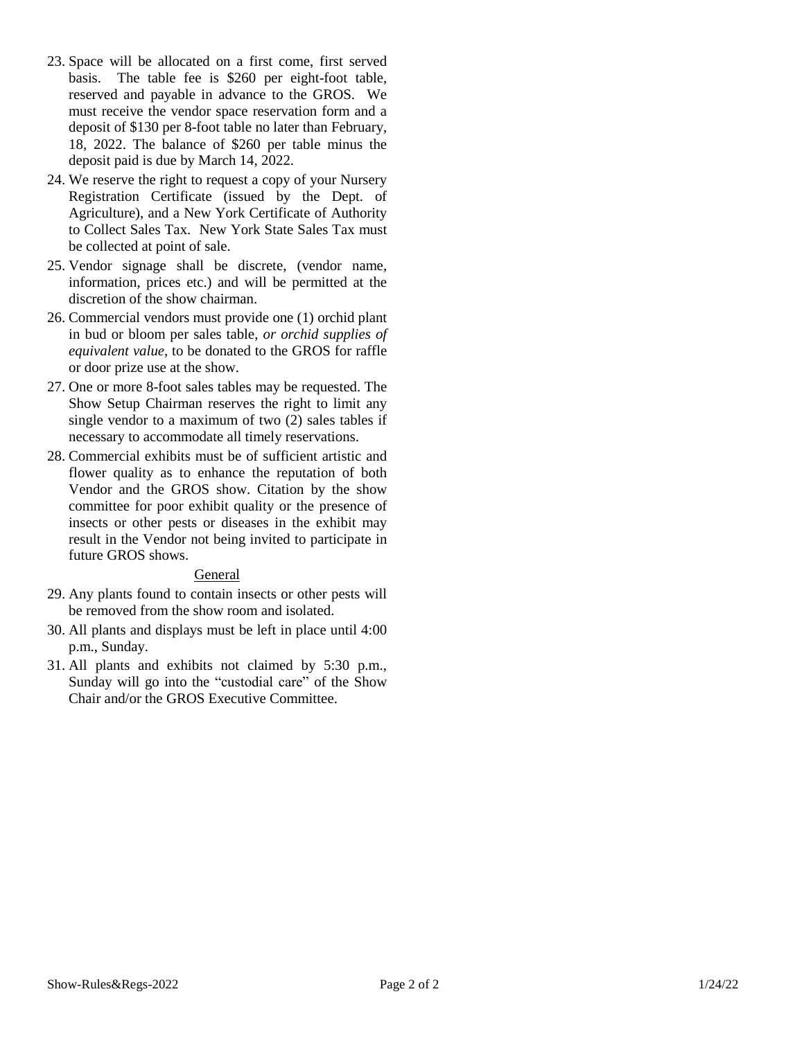23. Space will be allocated on a first come, first served basis. The table fee is $260 per eight-foot table, reserved and payable in advance to the GROS. We must receive the vendor space reservation form and a deposit of $130 per 8-foot table no later than February, 18, 2022. The balance of $260 per table minus the deposit paid is due by March 14, 2022.
24. We reserve the right to request a copy of your Nursery Registration Certificate (issued by the Dept. of Agriculture), and a New York Certificate of Authority to Collect Sales Tax. New York State Sales Tax must be collected at point of sale.
25. Vendor signage shall be discrete, (vendor name, information, prices etc.) and will be permitted at the discretion of the show chairman.
26. Commercial vendors must provide one (1) orchid plant in bud or bloom per sales table, *or orchid supplies of equivalent value*, to be donated to the GROS for raffle or door prize use at the show.
27. One or more 8-foot sales tables may be requested. The Show Setup Chairman reserves the right to limit any single vendor to a maximum of two (2) sales tables if necessary to accommodate all timely reservations.
28. Commercial exhibits must be of sufficient artistic and flower quality as to enhance the reputation of both Vendor and the GROS show. Citation by the show committee for poor exhibit quality or the presence of insects or other pests or diseases in the exhibit may result in the Vendor not being invited to participate in future GROS shows.

General

29. Any plants found to contain insects or other pests will be removed from the show room and isolated.
30. All plants and displays must be left in place until 4:00 p.m., Sunday.
31. All plants and exhibits not claimed by 5:30 p.m., Sunday will go into the "custodial care" of the Show Chair and/or the GROS Executive Committee.